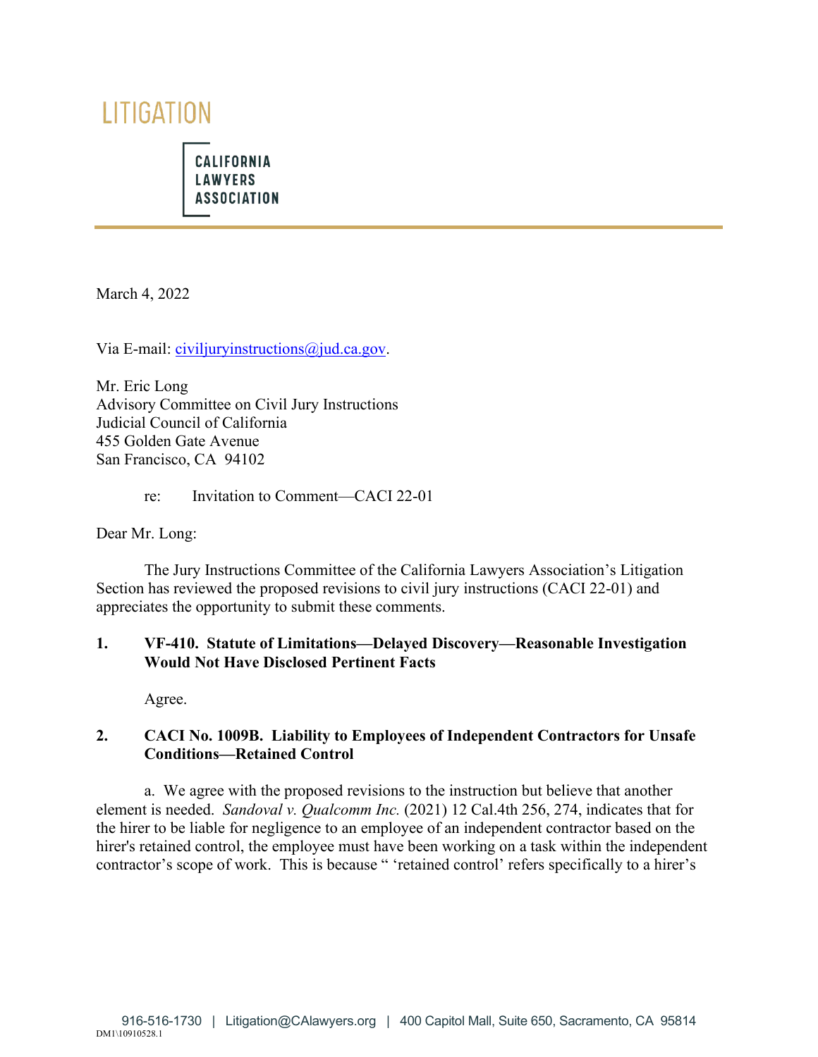LITIGATION

CALIFORNIA
LAWYERS
ASSOCIATION

March 4, 2022

Via E-mail: civiljuryinstructions@jud.ca.gov.

Mr. Eric Long
Advisory Committee on Civil Jury Instructions
Judicial Council of California
455 Golden Gate Avenue
San Francisco, CA 94102

re: Invitation to Comment—CACI 22-01

Dear Mr. Long:

The Jury Instructions Committee of the California Lawyers Association's Litigation Section has reviewed the proposed revisions to civil jury instructions (CACI 22-01) and appreciates the opportunity to submit these comments.

**1. VF-410. Statute of Limitations—Delayed Discovery—Reasonable Investigation Would Not Have Disclosed Pertinent Facts**

Agree.

**2. CACI No. 1009B. Liability to Employees of Independent Contractors for Unsafe Conditions—Retained Control**

a. We agree with the proposed revisions to the instruction but believe that another element is needed. *Sandoval v. Qualcomm Inc.* (2021) 12 Cal.4th 256, 274, indicates that for the hirer to be liable for negligence to an employee of an independent contractor based on the hirer's retained control, the employee must have been working on a task within the independent contractor's scope of work. This is because " 'retained control' refers specifically to a hirer's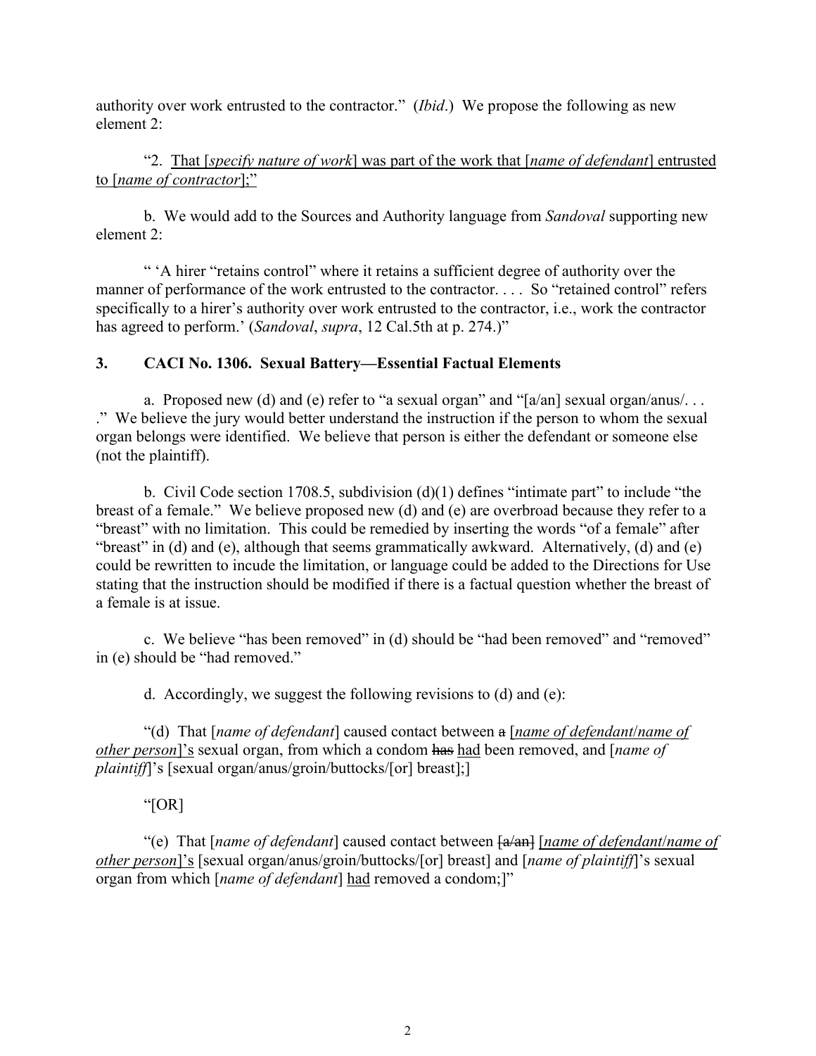authority over work entrusted to the contractor." (*Ibid*.) We propose the following as new element 2:

"2. <u>That [*specify nature of work*] was part of the work that [*name of defendant*] entrusted to [*name of contractor*];</u>"

b. We would add to the Sources and Authority language from *Sandoval* supporting new element 2:

" 'A hirer "retains control" where it retains a sufficient degree of authority over the manner of performance of the work entrusted to the contractor. . . . So "retained control" refers specifically to a hirer's authority over work entrusted to the contractor, i.e., work the contractor has agreed to perform.' (*Sandoval*, *supra*, 12 Cal.5th at p. 274.)"

### 3. CACI No. 1306. Sexual Battery—Essential Factual Elements

a. Proposed new (d) and (e) refer to "a sexual organ" and "[a/an] sexual organ/anus/. . . ." We believe the jury would better understand the instruction if the person to whom the sexual organ belongs were identified. We believe that person is either the defendant or someone else (not the plaintiff).

b. Civil Code section 1708.5, subdivision (d)(1) defines "intimate part" to include "the breast of a female." We believe proposed new (d) and (e) are overbroad because they refer to a "breast" with no limitation. This could be remedied by inserting the words "of a female" after "breast" in (d) and (e), although that seems grammatically awkward. Alternatively, (d) and (e) could be rewritten to incude the limitation, or language could be added to the Directions for Use stating that the instruction should be modified if there is a factual question whether the breast of a female is at issue.

c. We believe "has been removed" in (d) should be "had been removed" and "removed" in (e) should be "had removed."

d. Accordingly, we suggest the following revisions to (d) and (e):

"(d) That [*name of defendant*] caused contact between ~~a~~ <u>[*name of defendant*/*name of other person*]'s</u> sexual organ, from which a condom ~~has~~ <u>had</u> been removed, and [*name of plaintiff*]'s [sexual organ/anus/groin/buttocks/[or] breast];]

"[OR]

"(e) That [*name of defendant*] caused contact between ~~[a/an]~~ <u>[*name of defendant*/*name of other person*]'s</u> [sexual organ/anus/groin/buttocks/[or] breast] and [*name of plaintiff*]'s sexual organ from which [*name of defendant*] <u>had</u> removed a condom;]"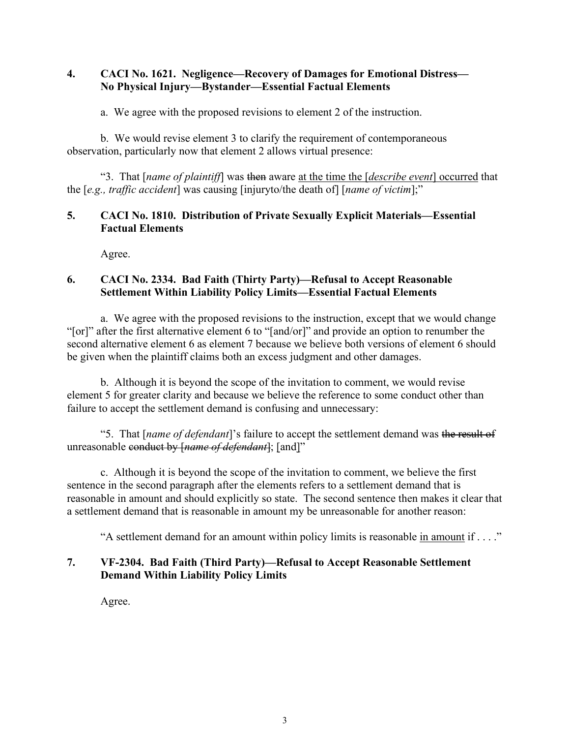**4. CACI No. 1621. Negligence—Recovery of Damages for Emotional Distress—No Physical Injury—Bystander—Essential Factual Elements**

a. We agree with the proposed revisions to element 2 of the instruction.

b. We would revise element 3 to clarify the requirement of contemporaneous observation, particularly now that element 2 allows virtual presence:

"3. That [*name of plaintiff*] was ~~then~~ aware <u>at the time the [*describe event*] occurred</u> that the [*e.g., traffic accident*] was causing [injuryto/the death of] [*name of victim*];"

**5. CACI No. 1810. Distribution of Private Sexually Explicit Materials—Essential Factual Elements**

Agree.

**6. CACI No. 2334. Bad Faith (Thirty Party)—Refusal to Accept Reasonable Settlement Within Liability Policy Limits—Essential Factual Elements**

a. We agree with the proposed revisions to the instruction, except that we would change "[or]" after the first alternative element 6 to "[and/or]" and provide an option to renumber the second alternative element 6 as element 7 because we believe both versions of element 6 should be given when the plaintiff claims both an excess judgment and other damages.

b. Although it is beyond the scope of the invitation to comment, we would revise element 5 for greater clarity and because we believe the reference to some conduct other than failure to accept the settlement demand is confusing and unnecessary:

"5. That [*name of defendant*]'s failure to accept the settlement demand was ~~the result of~~ unreasonable ~~conduct by [*name of defendant*]~~; [and]"

c. Although it is beyond the scope of the invitation to comment, we believe the first sentence in the second paragraph after the elements refers to a settlement demand that is reasonable in amount and should explicitly so state. The second sentence then makes it clear that a settlement demand that is reasonable in amount my be unreasonable for another reason:

"A settlement demand for an amount within policy limits is reasonable <u>in amount</u> if . . . ."

**7. VF-2304. Bad Faith (Third Party)—Refusal to Accept Reasonable Settlement Demand Within Liability Policy Limits**

Agree.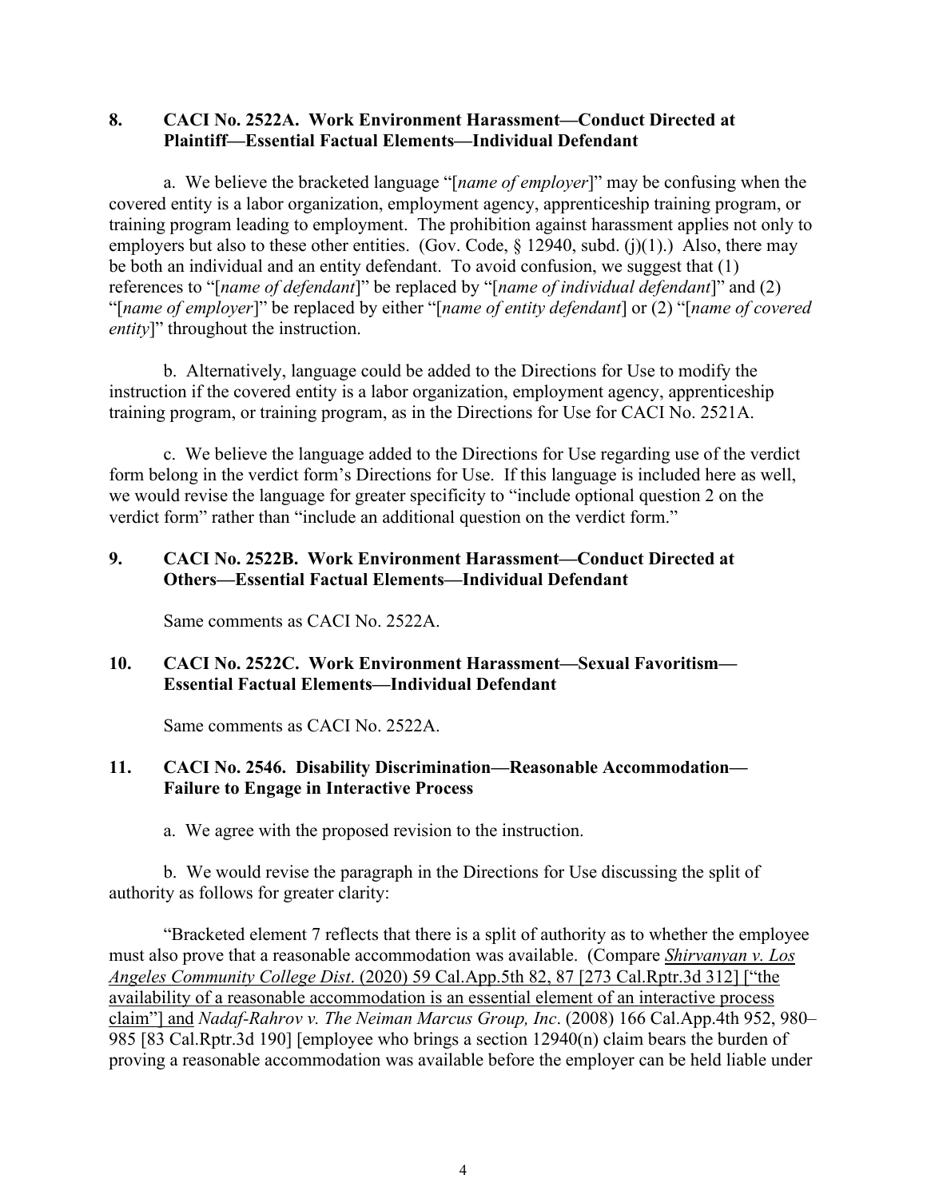### 8. CACI No. 2522A. Work Environment Harassment—Conduct Directed at Plaintiff—Essential Factual Elements—Individual Defendant

a. We believe the bracketed language "[*name of employer*]" may be confusing when the covered entity is a labor organization, employment agency, apprenticeship training program, or training program leading to employment. The prohibition against harassment applies not only to employers but also to these other entities. (Gov. Code, § 12940, subd. (j)(1).) Also, there may be both an individual and an entity defendant. To avoid confusion, we suggest that (1) references to "[*name of defendant*]" be replaced by "[*name of individual defendant*]" and (2) "[*name of employer*]" be replaced by either "[*name of entity defendant*] or (2) "[*name of covered entity*]" throughout the instruction.

b. Alternatively, language could be added to the Directions for Use to modify the instruction if the covered entity is a labor organization, employment agency, apprenticeship training program, or training program, as in the Directions for Use for CACI No. 2521A.

c. We believe the language added to the Directions for Use regarding use of the verdict form belong in the verdict form's Directions for Use. If this language is included here as well, we would revise the language for greater specificity to "include optional question 2 on the verdict form" rather than "include an additional question on the verdict form."

### 9. CACI No. 2522B. Work Environment Harassment—Conduct Directed at Others—Essential Factual Elements—Individual Defendant

Same comments as CACI No. 2522A.

### 10. CACI No. 2522C. Work Environment Harassment—Sexual Favoritism—Essential Factual Elements—Individual Defendant

Same comments as CACI No. 2522A.

### 11. CACI No. 2546. Disability Discrimination—Reasonable Accommodation—Failure to Engage in Interactive Process

a. We agree with the proposed revision to the instruction.

b. We would revise the paragraph in the Directions for Use discussing the split of authority as follows for greater clarity:

"Bracketed element 7 reflects that there is a split of authority as to whether the employee must also prove that a reasonable accommodation was available. (Compare <u>*Shirvanyan v. Los Angeles Community College Dist*. (2020) 59 Cal.App.5th 82, 87 [273 Cal.Rptr.3d 312] ["the availability of a reasonable accommodation is an essential element of an interactive process claim"] and</u> *Nadaf-Rahrov v. The Neiman Marcus Group, Inc*. (2008) 166 Cal.App.4th 952, 980–985 [83 Cal.Rptr.3d 190] [employee who brings a section 12940(n) claim bears the burden of proving a reasonable accommodation was available before the employer can be held liable under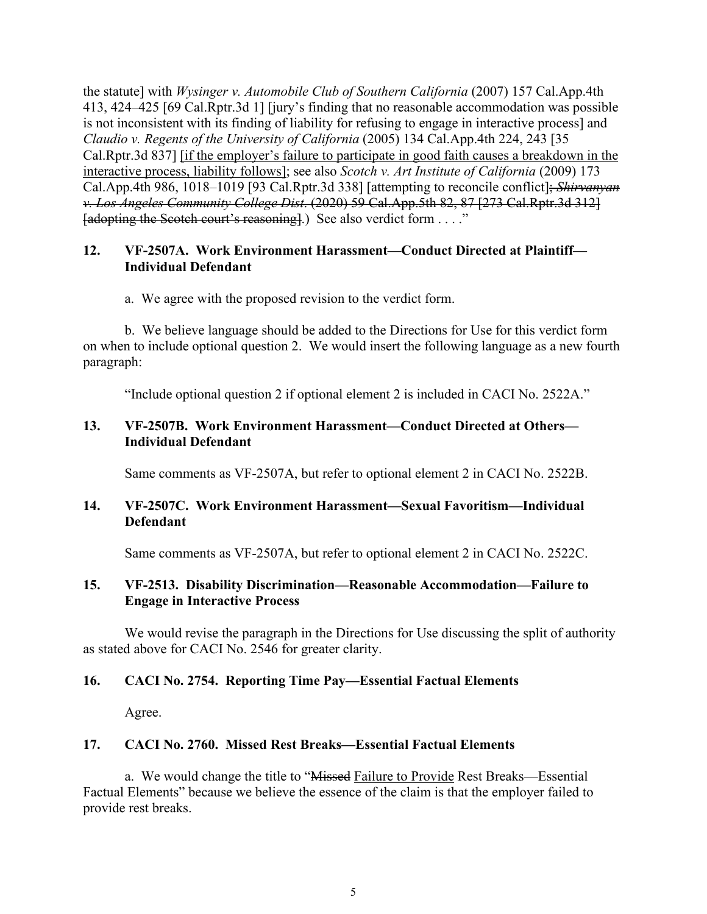the statute] with *Wysinger v. Automobile Club of Southern California* (2007) 157 Cal.App.4th 413, 424–425 [69 Cal.Rptr.3d 1] [jury's finding that no reasonable accommodation was possible is not inconsistent with its finding of liability for refusing to engage in interactive process] and *Claudio v. Regents of the University of California* (2005) 134 Cal.App.4th 224, 243 [35 Cal.Rptr.3d 837] <u>[if the employer's failure to participate in good faith causes a breakdown in the interactive process, liability follows]</u>; see also *Scotch v. Art Institute of California* (2009) 173 Cal.App.4th 986, 1018–1019 [93 Cal.Rptr.3d 338] [attempting to reconcile conflict]~~; *Shirvanyan v. Los Angeles Community College Dist*. (2020) 59 Cal.App.5th 82, 87 [273 Cal.Rptr.3d 312] [adopting the Scotch court's reasoning]~~.) See also verdict form . . . ."

### 12. VF-2507A. Work Environment Harassment—Conduct Directed at Plaintiff—Individual Defendant

a. We agree with the proposed revision to the verdict form.

b. We believe language should be added to the Directions for Use for this verdict form on when to include optional question 2. We would insert the following language as a new fourth paragraph:

"Include optional question 2 if optional element 2 is included in CACI No. 2522A."

### 13. VF-2507B. Work Environment Harassment—Conduct Directed at Others—Individual Defendant

Same comments as VF-2507A, but refer to optional element 2 in CACI No. 2522B.

### 14. VF-2507C. Work Environment Harassment—Sexual Favoritism—Individual Defendant

Same comments as VF-2507A, but refer to optional element 2 in CACI No. 2522C.

### 15. VF-2513. Disability Discrimination—Reasonable Accommodation—Failure to Engage in Interactive Process

We would revise the paragraph in the Directions for Use discussing the split of authority as stated above for CACI No. 2546 for greater clarity.

### 16. CACI No. 2754. Reporting Time Pay—Essential Factual Elements

Agree.

### 17. CACI No. 2760. Missed Rest Breaks—Essential Factual Elements

a. We would change the title to "~~Missed~~ <u>Failure to Provide</u> Rest Breaks—Essential Factual Elements" because we believe the essence of the claim is that the employer failed to provide rest breaks.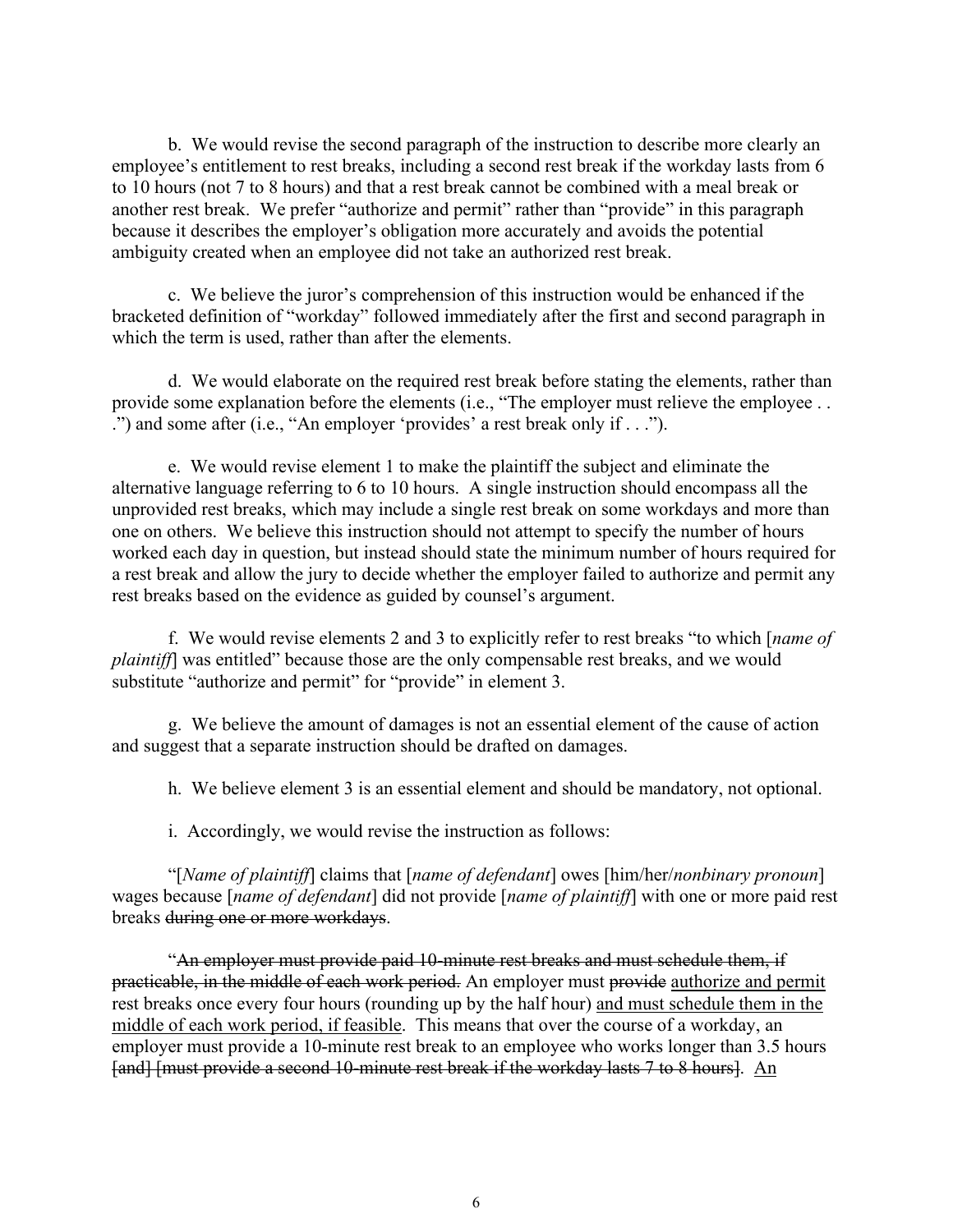b. We would revise the second paragraph of the instruction to describe more clearly an employee's entitlement to rest breaks, including a second rest break if the workday lasts from 6 to 10 hours (not 7 to 8 hours) and that a rest break cannot be combined with a meal break or another rest break. We prefer "authorize and permit" rather than "provide" in this paragraph because it describes the employer's obligation more accurately and avoids the potential ambiguity created when an employee did not take an authorized rest break.

c. We believe the juror's comprehension of this instruction would be enhanced if the bracketed definition of "workday" followed immediately after the first and second paragraph in which the term is used, rather than after the elements.

d. We would elaborate on the required rest break before stating the elements, rather than provide some explanation before the elements (i.e., "The employer must relieve the employee . . .") and some after (i.e., "An employer 'provides' a rest break only if . . .").

e. We would revise element 1 to make the plaintiff the subject and eliminate the alternative language referring to 6 to 10 hours. A single instruction should encompass all the unprovided rest breaks, which may include a single rest break on some workdays and more than one on others. We believe this instruction should not attempt to specify the number of hours worked each day in question, but instead should state the minimum number of hours required for a rest break and allow the jury to decide whether the employer failed to authorize and permit any rest breaks based on the evidence as guided by counsel's argument.

f. We would revise elements 2 and 3 to explicitly refer to rest breaks "to which [*name of plaintiff*] was entitled" because those are the only compensable rest breaks, and we would substitute "authorize and permit" for "provide" in element 3.

g. We believe the amount of damages is not an essential element of the cause of action and suggest that a separate instruction should be drafted on damages.

h. We believe element 3 is an essential element and should be mandatory, not optional.

i. Accordingly, we would revise the instruction as follows:

"[*Name of plaintiff*] claims that [*name of defendant*] owes [him/her/*nonbinary pronoun*] wages because [*name of defendant*] did not provide [*name of plaintiff*] with one or more paid rest breaks ~~during one or more workdays~~.

"~~An employer must provide paid 10-minute rest breaks and must schedule them, if practicable, in the middle of each work period.~~ An employer must ~~provide~~ <u>authorize and permit</u> rest breaks once every four hours (rounding up by the half hour) <u>and must schedule them in the middle of each work period, if feasible</u>. This means that over the course of a workday, an employer must provide a 10-minute rest break to an employee who works longer than 3.5 hours ~~[and] [must provide a second 10-minute rest break if the workday lasts 7 to 8 hours]~~. <u>An</u>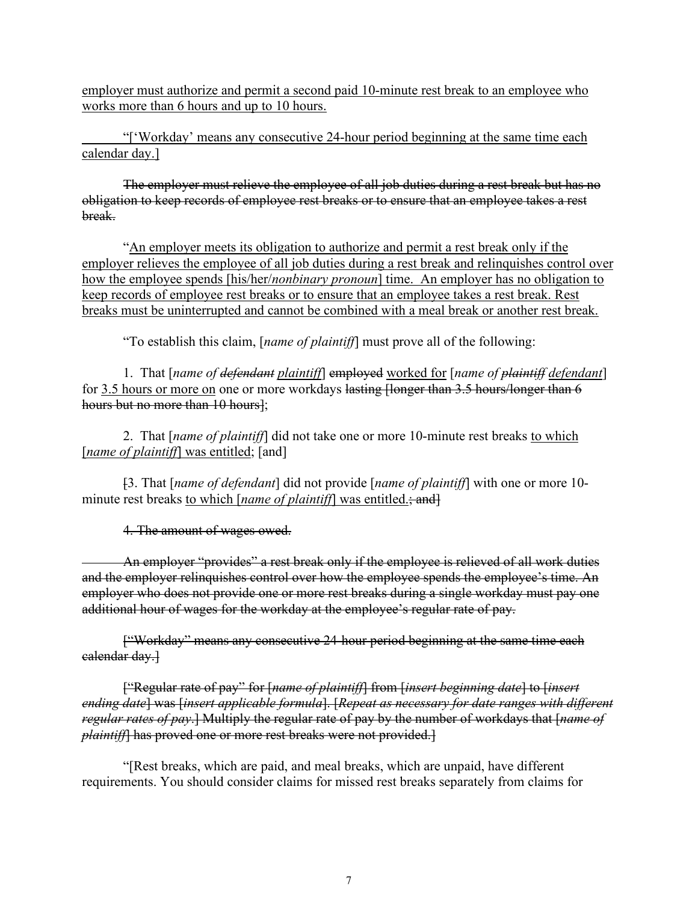<ins>employer must authorize and permit a second paid 10-minute rest break to an employee who works more than 6 hours and up to 10 hours.</ins>

<ins>"['Workday' means any consecutive 24-hour period beginning at the same time each calendar day.]</ins>

~~The employer must relieve the employee of all job duties during a rest break but has no obligation to keep records of employee rest breaks or to ensure that an employee takes a rest break.~~

"<ins>An employer meets its obligation to authorize and permit a rest break only if the employer relieves the employee of all job duties during a rest break and relinquishes control over how the employee spends [his/her/*nonbinary pronoun*] time. An employer has no obligation to keep records of employee rest breaks or to ensure that an employee takes a rest break. Rest breaks must be uninterrupted and cannot be combined with a meal break or another rest break.</ins>

"To establish this claim, [*name of plaintiff*] must prove all of the following:

1. That [*name of ~~defendant~~ <ins>plaintiff</ins>*] ~~employed~~ <ins>worked for</ins> [*name of ~~plaintiff~~ <ins>defendant</ins>*] for <ins>3.5 hours or more on</ins> one or more workdays ~~lasting [longer than 3.5 hours/longer than 6 hours but no more than 10 hours]~~;

2. That [*name of plaintiff*] did not take one or more 10-minute rest breaks <ins>to which [*name of plaintiff*] was entitled</ins>; [and]

~~[~~3. That [*name of defendant*] did not provide [*name of plaintiff*] with one or more 10-minute rest breaks <ins>to which [*name of plaintiff*] was entitled.</ins>~~; and]~~

~~4. The amount of wages owed.~~

~~An employer "provides" a rest break only if the employee is relieved of all work duties and the employer relinquishes control over how the employee spends the employee's time. An employer who does not provide one or more rest breaks during a single workday must pay one additional hour of wages for the workday at the employee's regular rate of pay.~~

~~["Workday" means any consecutive 24-hour period beginning at the same time each calendar day.]~~

~~["Regular rate of pay" for [*name of plaintiff*] from [*insert beginning date*] to [*insert ending date*] was [*insert applicable formula*]. [*Repeat as necessary for date ranges with different regular rates of pay.*] Multiply the regular rate of pay by the number of workdays that [*name of plaintiff*] has proved one or more rest breaks were not provided.]~~

"[Rest breaks, which are paid, and meal breaks, which are unpaid, have different requirements. You should consider claims for missed rest breaks separately from claims for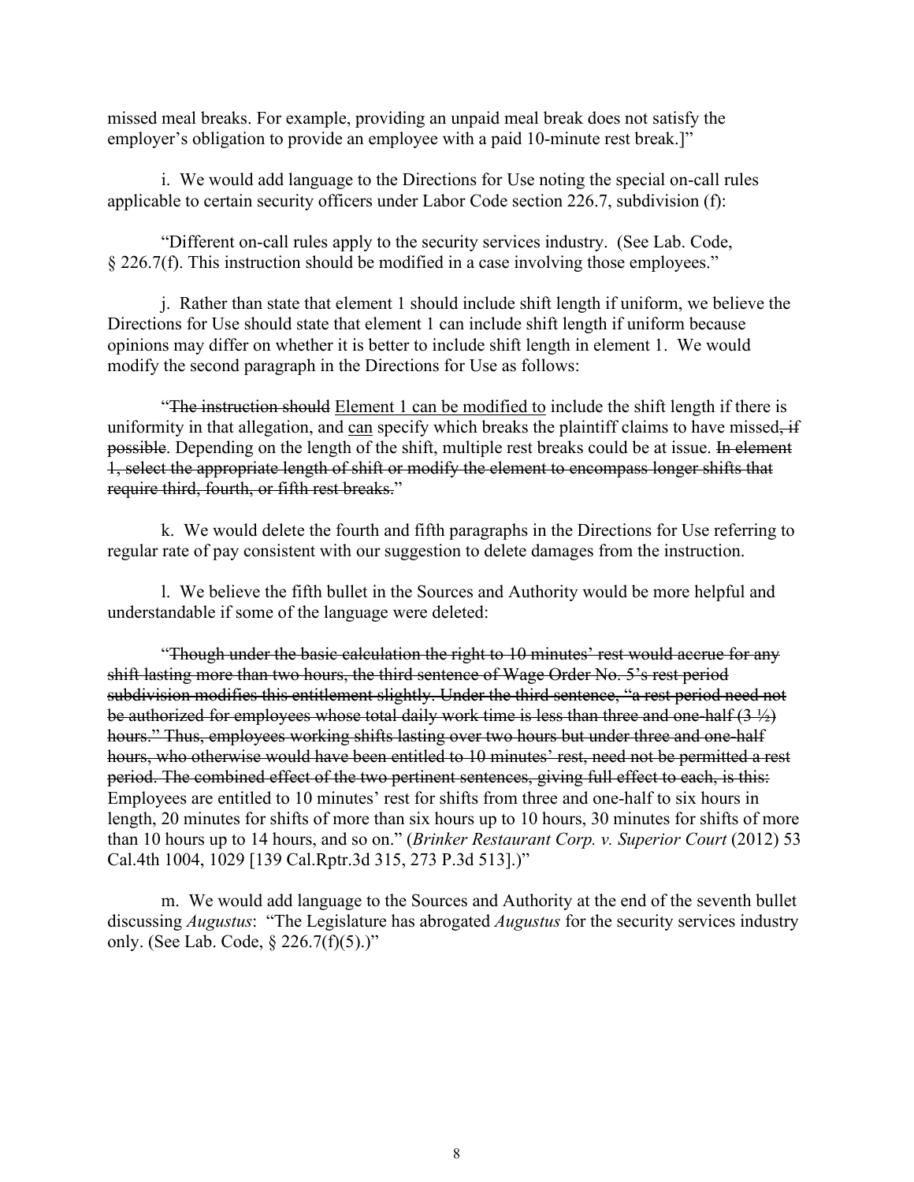missed meal breaks. For example, providing an unpaid meal break does not satisfy the employer's obligation to provide an employee with a paid 10-minute rest break.]"

i. We would add language to the Directions for Use noting the special on-call rules applicable to certain security officers under Labor Code section 226.7, subdivision (f):

"Different on-call rules apply to the security services industry. (See Lab. Code, § 226.7(f). This instruction should be modified in a case involving those employees."

j. Rather than state that element 1 should include shift length if uniform, we believe the Directions for Use should state that element 1 can include shift length if uniform because opinions may differ on whether it is better to include shift length in element 1. We would modify the second paragraph in the Directions for Use as follows:

"~~The instruction should~~ <u>Element 1 can be modified to</u> include the shift length if there is uniformity in that allegation, and <u>can</u> specify which breaks the plaintiff claims to have missed~~, if possible~~. Depending on the length of the shift, multiple rest breaks could be at issue. ~~In element 1, select the appropriate length of shift or modify the element to encompass longer shifts that require third, fourth, or fifth rest breaks.~~"

k. We would delete the fourth and fifth paragraphs in the Directions for Use referring to regular rate of pay consistent with our suggestion to delete damages from the instruction.

l. We believe the fifth bullet in the Sources and Authority would be more helpful and understandable if some of the language were deleted:

"~~Though under the basic calculation the right to 10 minutes' rest would accrue for any shift lasting more than two hours, the third sentence of Wage Order No. 5's rest period subdivision modifies this entitlement slightly. Under the third sentence, "a rest period need not be authorized for employees whose total daily work time is less than three and one-half (3 ½) hours." Thus, employees working shifts lasting over two hours but under three and one-half hours, who otherwise would have been entitled to 10 minutes' rest, need not be permitted a rest period. The combined effect of the two pertinent sentences, giving full effect to each, is this:~~ Employees are entitled to 10 minutes' rest for shifts from three and one-half to six hours in length, 20 minutes for shifts of more than six hours up to 10 hours, 30 minutes for shifts of more than 10 hours up to 14 hours, and so on." (*Brinker Restaurant Corp. v. Superior Court* (2012) 53 Cal.4th 1004, 1029 [139 Cal.Rptr.3d 315, 273 P.3d 513].)"

m. We would add language to the Sources and Authority at the end of the seventh bullet discussing *Augustus*: "The Legislature has abrogated *Augustus* for the security services industry only. (See Lab. Code, § 226.7(f)(5).)"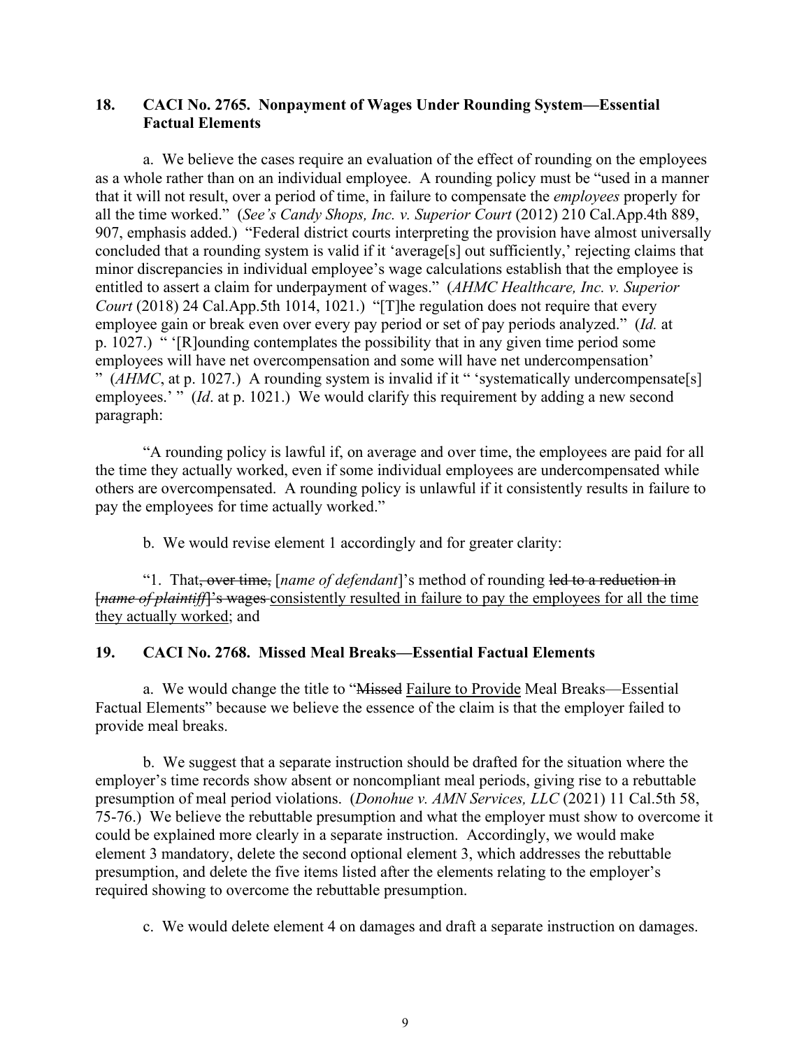### 18. CACI No. 2765. Nonpayment of Wages Under Rounding System—Essential Factual Elements

a. We believe the cases require an evaluation of the effect of rounding on the employees as a whole rather than on an individual employee. A rounding policy must be "used in a manner that it will not result, over a period of time, in failure to compensate the *employees* properly for all the time worked." (*See's Candy Shops, Inc. v. Superior Court* (2012) 210 Cal.App.4th 889, 907, emphasis added.) "Federal district courts interpreting the provision have almost universally concluded that a rounding system is valid if it 'average[s] out sufficiently,' rejecting claims that minor discrepancies in individual employee's wage calculations establish that the employee is entitled to assert a claim for underpayment of wages." (*AHMC Healthcare, Inc. v. Superior Court* (2018) 24 Cal.App.5th 1014, 1021.) "[T]he regulation does not require that every employee gain or break even over every pay period or set of pay periods analyzed." (*Id.* at p. 1027.) " '[R]ounding contemplates the possibility that in any given time period some employees will have net overcompensation and some will have net undercompensation' " (*AHMC*, at p. 1027.) A rounding system is invalid if it " 'systematically undercompensate[s] employees.' " (*Id*. at p. 1021.) We would clarify this requirement by adding a new second paragraph:

"A rounding policy is lawful if, on average and over time, the employees are paid for all the time they actually worked, even if some individual employees are undercompensated while others are overcompensated. A rounding policy is unlawful if it consistently results in failure to pay the employees for time actually worked."

b. We would revise element 1 accordingly and for greater clarity:

"1. That~~, over time,~~ [*name of defendant*]'s method of rounding ~~led to a reduction in [*name of plaintiff*]'s wages~~ <u>consistently resulted in failure to pay the employees for all the time they actually worked</u>; and

### 19. CACI No. 2768. Missed Meal Breaks—Essential Factual Elements

a. We would change the title to "~~Missed~~ <u>Failure to Provide</u> Meal Breaks—Essential Factual Elements" because we believe the essence of the claim is that the employer failed to provide meal breaks.

b. We suggest that a separate instruction should be drafted for the situation where the employer's time records show absent or noncompliant meal periods, giving rise to a rebuttable presumption of meal period violations. (*Donohue v. AMN Services, LLC* (2021) 11 Cal.5th 58, 75-76.) We believe the rebuttable presumption and what the employer must show to overcome it could be explained more clearly in a separate instruction. Accordingly, we would make element 3 mandatory, delete the second optional element 3, which addresses the rebuttable presumption, and delete the five items listed after the elements relating to the employer's required showing to overcome the rebuttable presumption.

c. We would delete element 4 on damages and draft a separate instruction on damages.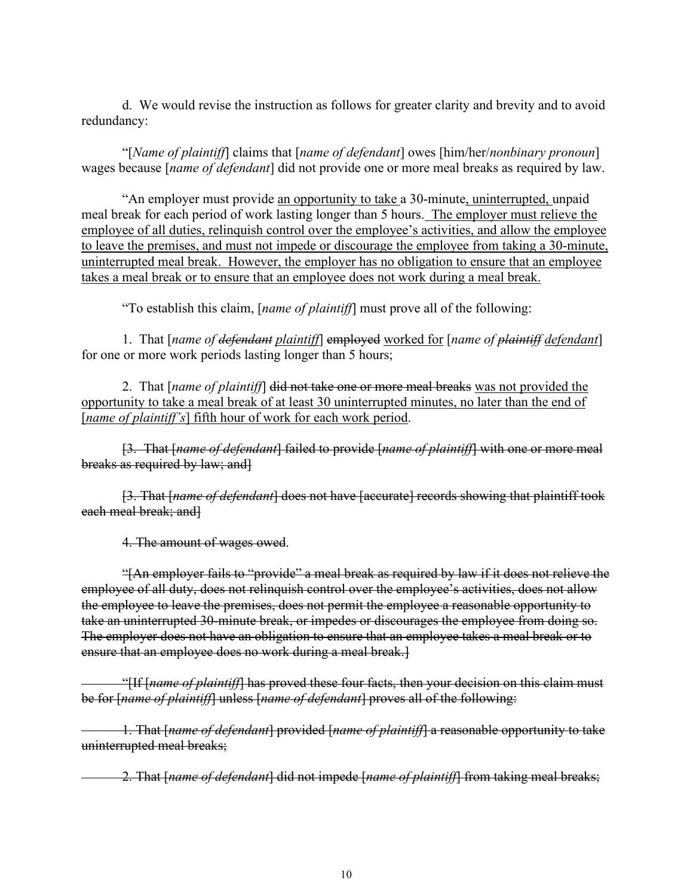d. We would revise the instruction as follows for greater clarity and brevity and to avoid redundancy:

"[*Name of plaintiff*] claims that [*name of defendant*] owes [him/her/*nonbinary pronoun*] wages because [*name of defendant*] did not provide one or more meal breaks as required by law.

"An employer must provide <u>an opportunity to take</u> a 30-minute<u>, uninterrupted,</u> unpaid meal break for each period of work lasting longer than 5 hours. <u>The employer must relieve the employee of all duties, relinquish control over the employee's activities, and allow the employee to leave the premises, and must not impede or discourage the employee from taking a 30-minute, uninterrupted meal break. However, the employer has no obligation to ensure that an employee takes a meal break or to ensure that an employee does not work during a meal break.</u>

"To establish this claim, [*name of plaintiff*] must prove all of the following:

1. That [*name of ~~defendant~~ <u>plaintiff</u>*] ~~employed~~ <u>worked for</u> [*name of ~~plaintiff~~ <u>defendant</u>*] for one or more work periods lasting longer than 5 hours;

2. That [*name of plaintiff*] ~~did not take one or more meal breaks~~ <u>was not provided the opportunity to take a meal break of at least 30 uninterrupted minutes, no later than the end of [*name of plaintiff's*] fifth hour of work for each work period</u>.

~~[3. That [*name of defendant*] failed to provide [*name of plaintiff*] with one or more meal breaks as required by law; and]~~

~~[3. That [*name of defendant*] does not have [accurate] records showing that plaintiff took each meal break; and]~~

~~4. The amount of wages owed~~.

~~"[An employer fails to "provide" a meal break as required by law if it does not relieve the employee of all duty, does not relinquish control over the employee's activities, does not allow the employee to leave the premises, does not permit the employee a reasonable opportunity to take an uninterrupted 30-minute break, or impedes or discourages the employee from doing so. The employer does not have an obligation to ensure that an employee takes a meal break or to ensure that an employee does no work during a meal break.]~~

~~"[If [*name of plaintiff*] has proved these four facts, then your decision on this claim must be for [*name of plaintiff*] unless [*name of defendant*] proves all of the following:~~

~~1. That [*name of defendant*] provided [*name of plaintiff*] a reasonable opportunity to take uninterrupted meal breaks;~~

~~2. That [*name of defendant*] did not impede [*name of plaintiff*] from taking meal breaks;~~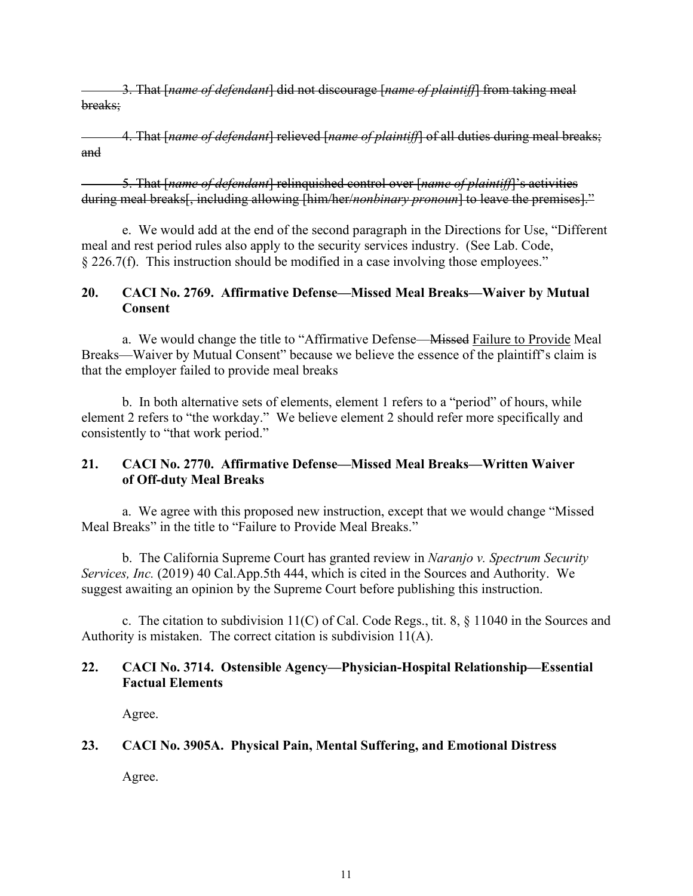~~3. That [*name of defendant*] did not discourage [*name of plaintiff*] from taking meal breaks;~~

~~4. That [*name of defendant*] relieved [*name of plaintiff*] of all duties during meal breaks; and~~

~~5. That [*name of defendant*] relinquished control over [*name of plaintiff*]'s activities during meal breaks[, including allowing [him/her/*nonbinary pronoun*] to leave the premises]."~~

e. We would add at the end of the second paragraph in the Directions for Use, "Different meal and rest period rules also apply to the security services industry. (See Lab. Code, § 226.7(f). This instruction should be modified in a case involving those employees."

### 20. CACI No. 2769. Affirmative Defense—Missed Meal Breaks—Waiver by Mutual Consent

a. We would change the title to "Affirmative Defense~~—Missed~~ <u>Failure to Provide</u> Meal Breaks—Waiver by Mutual Consent" because we believe the essence of the plaintiff's claim is that the employer failed to provide meal breaks

b. In both alternative sets of elements, element 1 refers to a "period" of hours, while element 2 refers to "the workday." We believe element 2 should refer more specifically and consistently to "that work period."

### 21. CACI No. 2770. Affirmative Defense—Missed Meal Breaks—Written Waiver of Off-duty Meal Breaks

a. We agree with this proposed new instruction, except that we would change "Missed Meal Breaks" in the title to "Failure to Provide Meal Breaks."

b. The California Supreme Court has granted review in *Naranjo v. Spectrum Security Services, Inc.* (2019) 40 Cal.App.5th 444, which is cited in the Sources and Authority. We suggest awaiting an opinion by the Supreme Court before publishing this instruction.

c. The citation to subdivision 11(C) of Cal. Code Regs., tit. 8, § 11040 in the Sources and Authority is mistaken. The correct citation is subdivision 11(A).

### 22. CACI No. 3714. Ostensible Agency—Physician-Hospital Relationship—Essential Factual Elements

Agree.

### 23. CACI No. 3905A. Physical Pain, Mental Suffering, and Emotional Distress

Agree.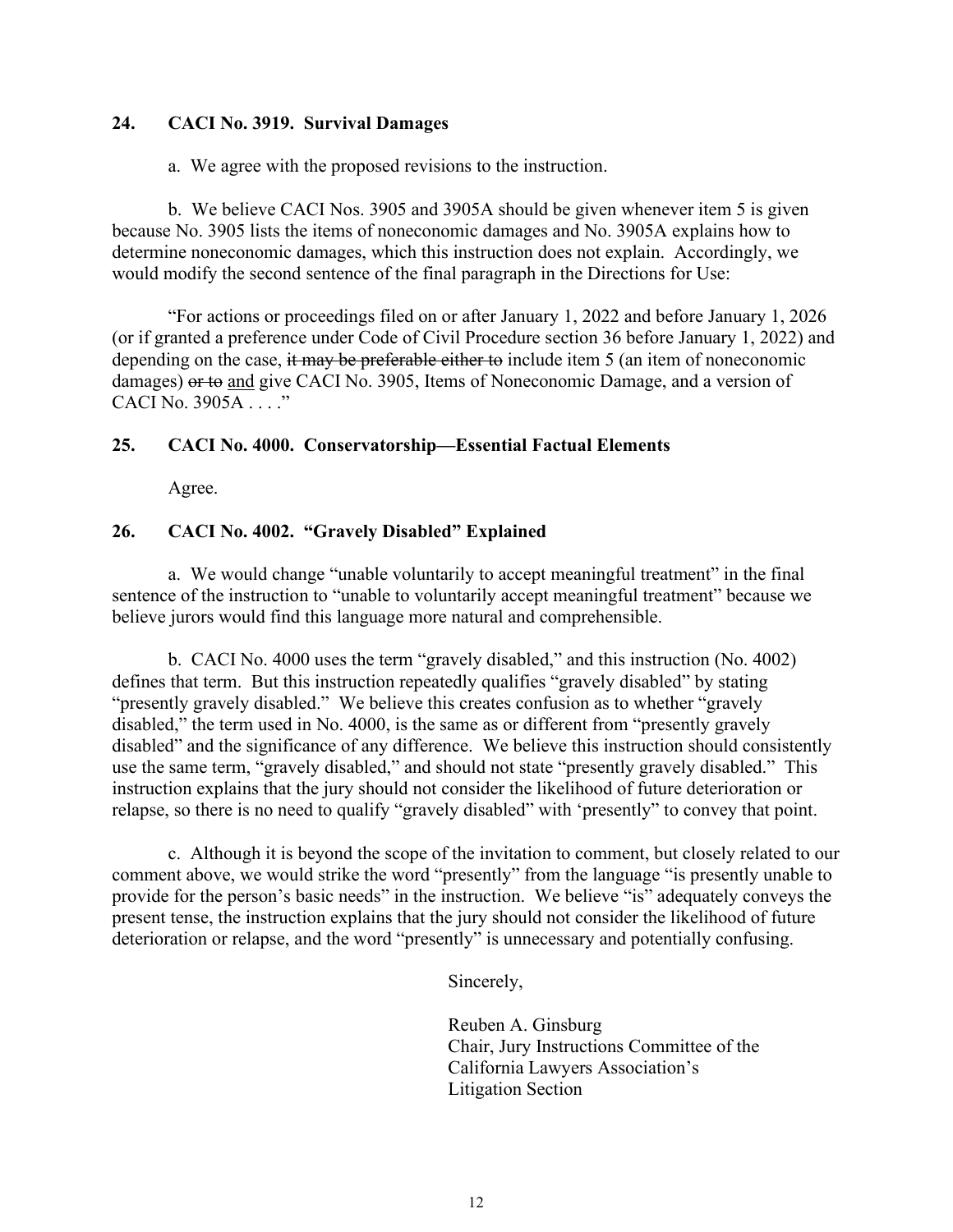**24. CACI No. 3919. Survival Damages**

a. We agree with the proposed revisions to the instruction.

b. We believe CACI Nos. 3905 and 3905A should be given whenever item 5 is given because No. 3905 lists the items of noneconomic damages and No. 3905A explains how to determine noneconomic damages, which this instruction does not explain. Accordingly, we would modify the second sentence of the final paragraph in the Directions for Use:

"For actions or proceedings filed on or after January 1, 2022 and before January 1, 2026 (or if granted a preference under Code of Civil Procedure section 36 before January 1, 2022) and depending on the case, ~~it may be preferable either to~~ include item 5 (an item of noneconomic damages) ~~or to~~ <u>and</u> give CACI No. 3905, Items of Noneconomic Damage, and a version of CACI No. 3905A . . . ."

**25. CACI No. 4000. Conservatorship—Essential Factual Elements**

Agree.

**26. CACI No. 4002. "Gravely Disabled" Explained**

a. We would change "unable voluntarily to accept meaningful treatment" in the final sentence of the instruction to "unable to voluntarily accept meaningful treatment" because we believe jurors would find this language more natural and comprehensible.

b. CACI No. 4000 uses the term "gravely disabled," and this instruction (No. 4002) defines that term. But this instruction repeatedly qualifies "gravely disabled" by stating "presently gravely disabled." We believe this creates confusion as to whether "gravely disabled," the term used in No. 4000, is the same as or different from "presently gravely disabled" and the significance of any difference. We believe this instruction should consistently use the same term, "gravely disabled," and should not state "presently gravely disabled." This instruction explains that the jury should not consider the likelihood of future deterioration or relapse, so there is no need to qualify "gravely disabled" with 'presently" to convey that point.

c. Although it is beyond the scope of the invitation to comment, but closely related to our comment above, we would strike the word "presently" from the language "is presently unable to provide for the person's basic needs" in the instruction. We believe "is" adequately conveys the present tense, the instruction explains that the jury should not consider the likelihood of future deterioration or relapse, and the word "presently" is unnecessary and potentially confusing.

Sincerely,

Reuben A. Ginsburg
Chair, Jury Instructions Committee of the
California Lawyers Association's
Litigation Section